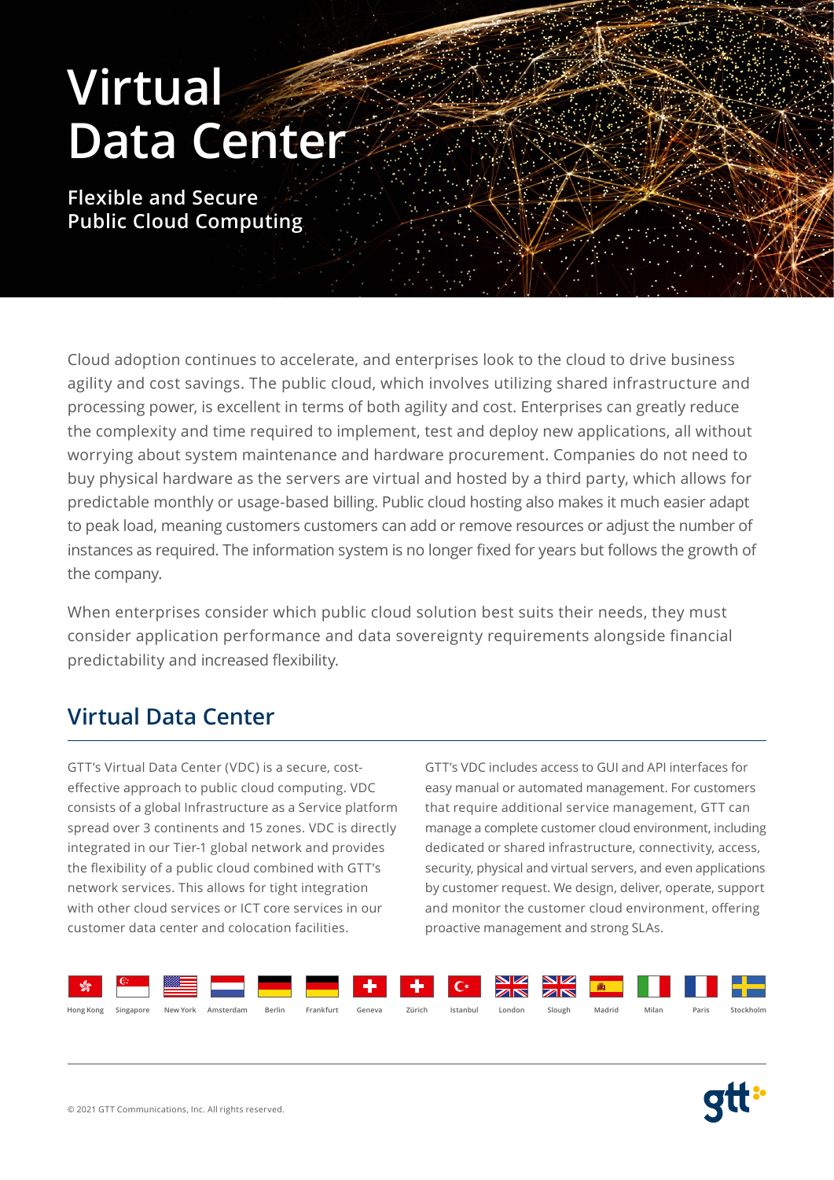# Virtual Data Center

**Flexible and Secure Public Cloud Computing**

Cloud adoption continues to accelerate, and enterprises look to the cloud to drive business agility and cost savings. The public cloud, which involves utilizing shared infrastructure and processing power, is excellent in terms of both agility and cost. Enterprises can greatly reduce the complexity and time required to implement, test and deploy new applications, all without worrying about system maintenance and hardware procurement. Companies do not need to buy physical hardware as the servers are virtual and hosted by a third party, which allows for predictable monthly or usage-based billing. Public cloud hosting also makes it much easier adapt to peak load, meaning customers customers can add or remove resources or adjust the number of instances as required. The information system is no longer fixed for years but follows the growth of the company.

When enterprises consider which public cloud solution best suits their needs, they must consider application performance and data sovereignty requirements alongside financial predictability and increased flexibility.

## Virtual Data Center

GTT's Virtual Data Center (VDC) is a secure, cost-effective approach to public cloud computing. VDC consists of a global Infrastructure as a Service platform spread over 3 continents and 15 zones. VDC is directly integrated in our Tier-1 global network and provides the flexibility of a public cloud combined with GTT's network services. This allows for tight integration with other cloud services or ICT core services in our customer data center and colocation facilities.

GTT's VDC includes access to GUI and API interfaces for easy manual or automated management. For customers that require additional service management, GTT can manage a complete customer cloud environment, including dedicated or shared infrastructure, connectivity, access, security, physical and virtual servers, and even applications by customer request. We design, deliver, operate, support and monitor the customer cloud environment, offering proactive management and strong SLAs.

Hong Kong · Singapore · New York · Amsterdam · Berlin · Frankfurt · Geneva · Zürich · Istanbul · London · Slough · Madrid · Milan · Paris · Stockholm

© 2021 GTT Communications, Inc. All rights reserved.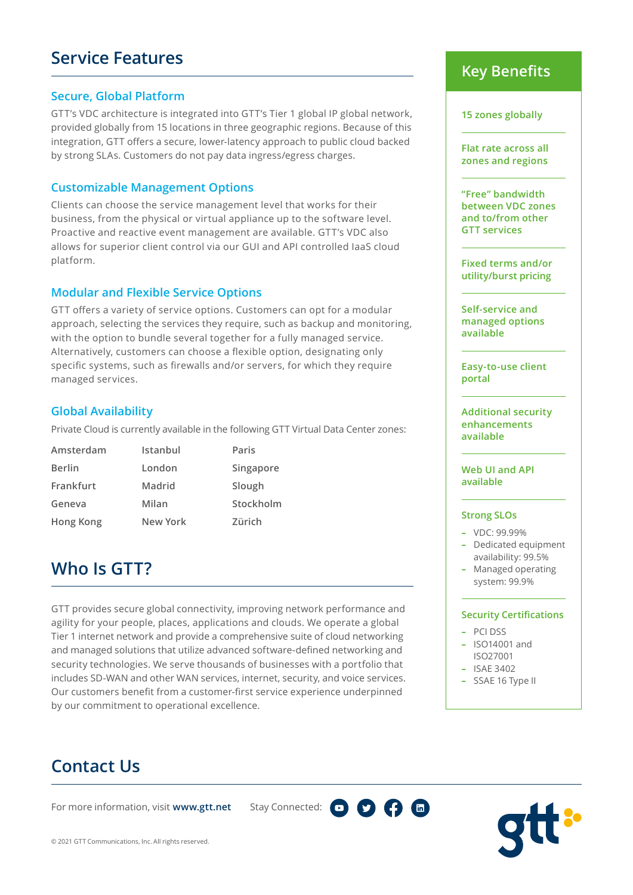## Service Features

### Secure, Global Platform

GTT's VDC architecture is integrated into GTT's Tier 1 global IP global network, provided globally from 15 locations in three geographic regions. Because of this integration, GTT offers a secure, lower-latency approach to public cloud backed by strong SLAs. Customers do not pay data ingress/egress charges.

### Customizable Management Options

Clients can choose the service management level that works for their business, from the physical or virtual appliance up to the software level. Proactive and reactive event management are available. GTT's VDC also allows for superior client control via our GUI and API controlled IaaS cloud platform.

### Modular and Flexible Service Options

GTT offers a variety of service options. Customers can opt for a modular approach, selecting the services they require, such as backup and monitoring, with the option to bundle several together for a fully managed service. Alternatively, customers can choose a flexible option, designating only specific systems, such as firewalls and/or servers, for which they require managed services.

### Global Availability

Private Cloud is currently available in the following GTT Virtual Data Center zones:

| | | |
|---|---|---|
| Amsterdam | Istanbul | Paris |
| Berlin | London | Singapore |
| Frankfurt | Madrid | Slough |
| Geneva | Milan | Stockholm |
| Hong Kong | New York | Zürich |

## Who Is GTT?

GTT provides secure global connectivity, improving network performance and agility for your people, places, applications and clouds. We operate a global Tier 1 internet network and provide a comprehensive suite of cloud networking and managed solutions that utilize advanced software-defined networking and security technologies. We serve thousands of businesses with a portfolio that includes SD-WAN and other WAN services, internet, security, and voice services. Our customers benefit from a customer-first service experience underpinned by our commitment to operational excellence.

## Key Benefits

**15 zones globally**

**Flat rate across all zones and regions**

**"Free" bandwidth between VDC zones and to/from other GTT services**

**Fixed terms and/or utility/burst pricing**

**Self-service and managed options available**

**Easy-to-use client portal**

**Additional security enhancements available**

**Web UI and API available**

**Strong SLOs**

- VDC: 99.99%
- Dedicated equipment availability: 99.5%
- Managed operating system: 99.9%

**Security Certifications**

- PCI DSS
- ISO14001 and ISO27001
- ISAE 3402
- SSAE 16 Type II

## Contact Us

For more information, visit **www.gtt.net**

Stay Connected:

© 2021 GTT Communications, Inc. All rights reserved.